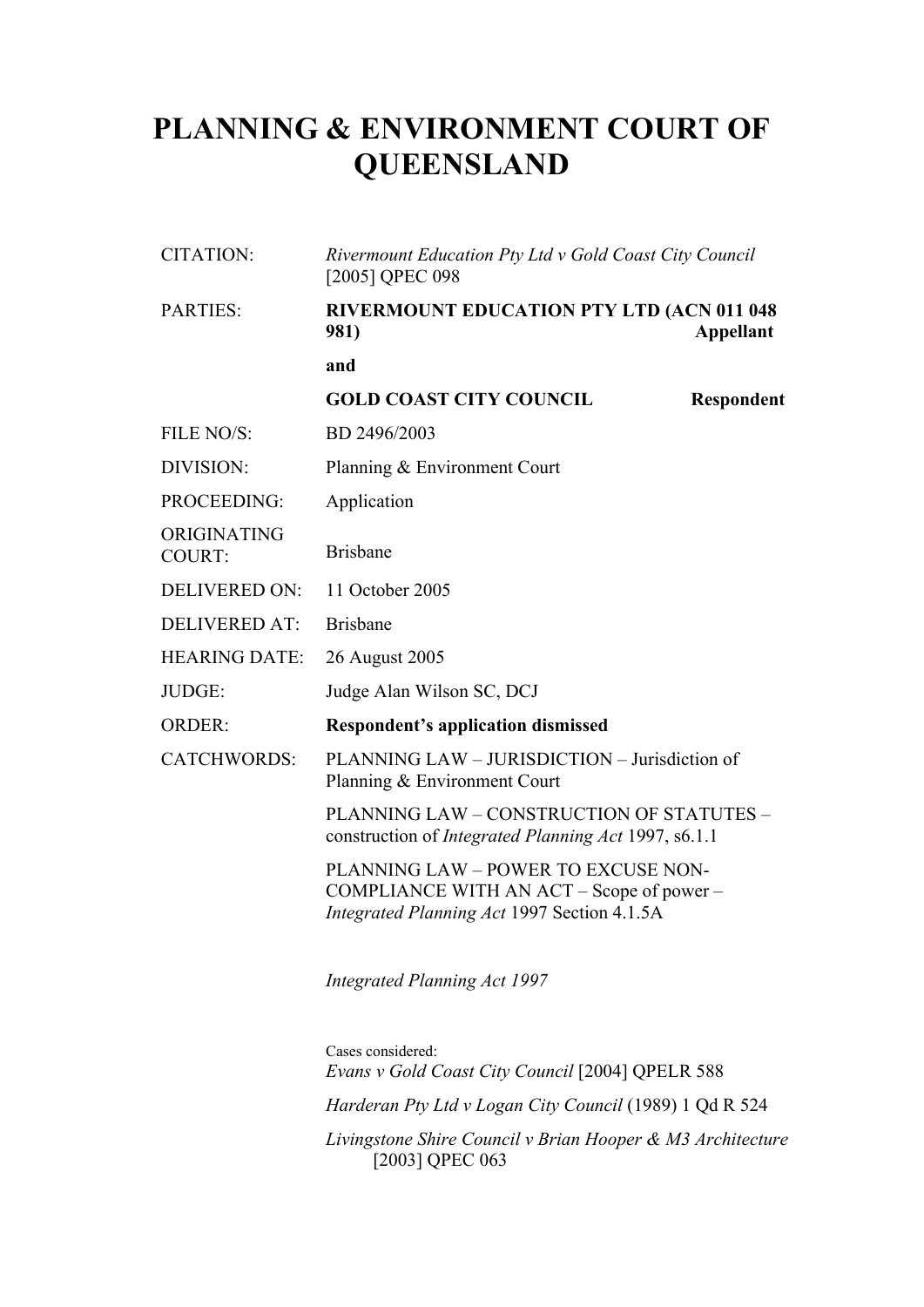# PLANNING & ENVIRONMENT COURT OF QUEENSLAND

| | |
|---|---|
| CITATION: | *Rivermount Education Pty Ltd v Gold Coast City Council* [2005] QPEC 098 |
| PARTIES: | **RIVERMOUNT EDUCATION PTY LTD (ACN 011 048 981)** **Appellant** |
| | **and** |
| | **GOLD COAST CITY COUNCIL** **Respondent** |
| FILE NO/S: | BD 2496/2003 |
| DIVISION: | Planning & Environment Court |
| PROCEEDING: | Application |
| ORIGINATING COURT: | Brisbane |
| DELIVERED ON: | 11 October 2005 |
| DELIVERED AT: | Brisbane |
| HEARING DATE: | 26 August 2005 |
| JUDGE: | Judge Alan Wilson SC, DCJ |
| ORDER: | **Respondent's application dismissed** |
| CATCHWORDS: | PLANNING LAW – JURISDICTION – Jurisdiction of Planning & Environment Court |
| | PLANNING LAW – CONSTRUCTION OF STATUTES – construction of *Integrated Planning Act* 1997, s6.1.1 |
| | PLANNING LAW – POWER TO EXCUSE NON-COMPLIANCE WITH AN ACT – Scope of power – *Integrated Planning Act* 1997 Section 4.1.5A |
| | *Integrated Planning Act 1997* |
| | Cases considered: |
| | *Evans v Gold Coast City Council* [2004] QPELR 588 |
| | *Harderan Pty Ltd v Logan City Council* (1989) 1 Qd R 524 |
| | *Livingstone Shire Council v Brian Hooper & M3 Architecture* [2003] QPEC 063 |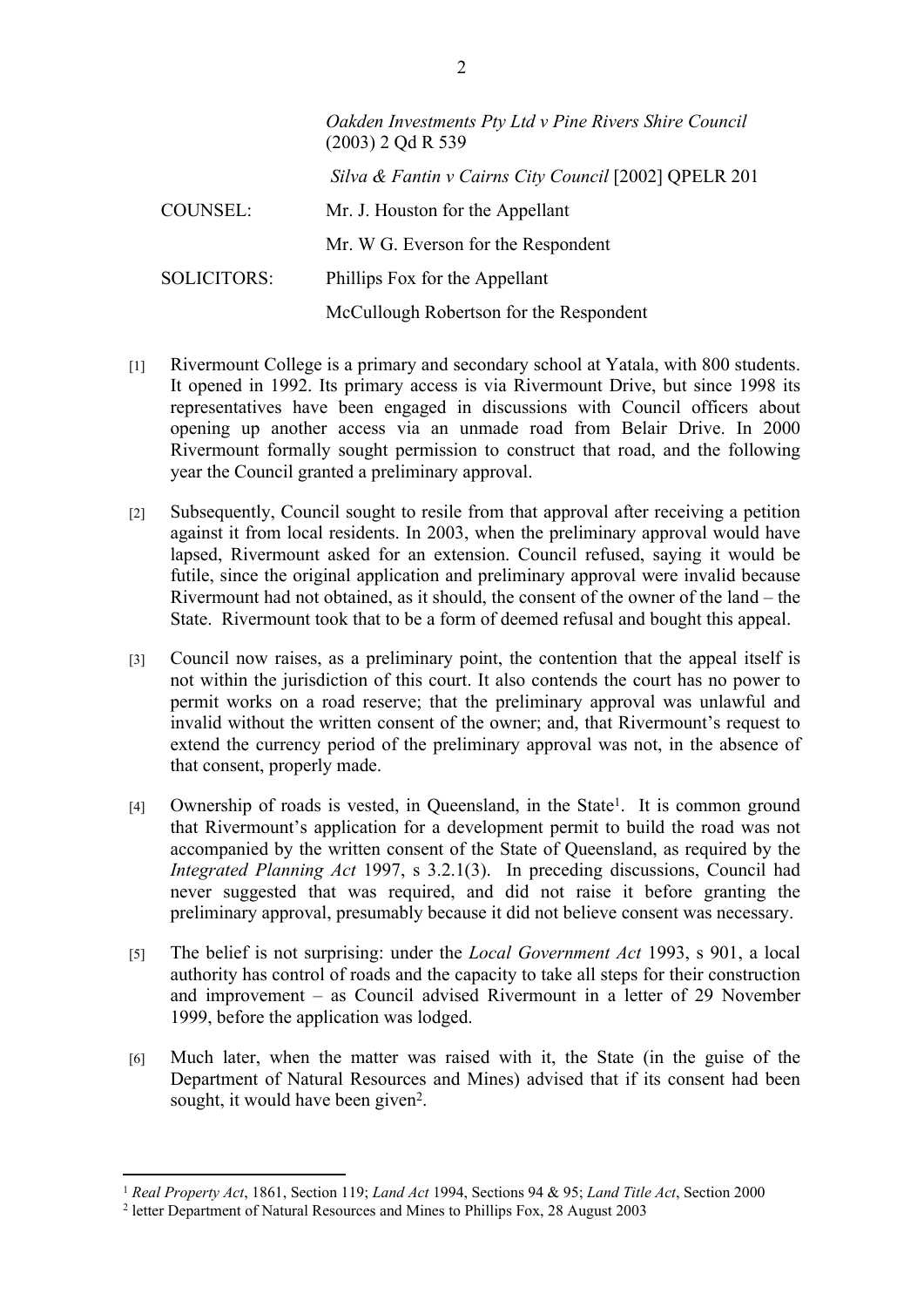*Oakden Investments Pty Ltd v Pine Rivers Shire Council* (2003) 2 Qd R 539

*Silva & Fantin v Cairns City Council* [2002] QPELR 201

| | |
|---|---|
| COUNSEL: | Mr. J. Houston for the Appellant |
| | Mr. W G. Everson for the Respondent |
| SOLICITORS: | Phillips Fox for the Appellant |
| | McCullough Robertson for the Respondent |

[1] Rivermount College is a primary and secondary school at Yatala, with 800 students. It opened in 1992. Its primary access is via Rivermount Drive, but since 1998 its representatives have been engaged in discussions with Council officers about opening up another access via an unmade road from Belair Drive. In 2000 Rivermount formally sought permission to construct that road, and the following year the Council granted a preliminary approval.

[2] Subsequently, Council sought to resile from that approval after receiving a petition against it from local residents. In 2003, when the preliminary approval would have lapsed, Rivermount asked for an extension. Council refused, saying it would be futile, since the original application and preliminary approval were invalid because Rivermount had not obtained, as it should, the consent of the owner of the land – the State. Rivermount took that to be a form of deemed refusal and bought this appeal.

[3] Council now raises, as a preliminary point, the contention that the appeal itself is not within the jurisdiction of this court. It also contends the court has no power to permit works on a road reserve; that the preliminary approval was unlawful and invalid without the written consent of the owner; and, that Rivermount's request to extend the currency period of the preliminary approval was not, in the absence of that consent, properly made.

[4] Ownership of roads is vested, in Queensland, in the State[1]. It is common ground that Rivermount's application for a development permit to build the road was not accompanied by the written consent of the State of Queensland, as required by the *Integrated Planning Act* 1997, s 3.2.1(3). In preceding discussions, Council had never suggested that was required, and did not raise it before granting the preliminary approval, presumably because it did not believe consent was necessary.

[5] The belief is not surprising: under the *Local Government Act* 1993, s 901, a local authority has control of roads and the capacity to take all steps for their construction and improvement – as Council advised Rivermount in a letter of 29 November 1999, before the application was lodged.

[6] Much later, when the matter was raised with it, the State (in the guise of the Department of Natural Resources and Mines) advised that if its consent had been sought, it would have been given[2].

---

[1] *Real Property Act*, 1861, Section 119; *Land Act* 1994, Sections 94 & 95; *Land Title Act*, Section 2000

[2] letter Department of Natural Resources and Mines to Phillips Fox, 28 August 2003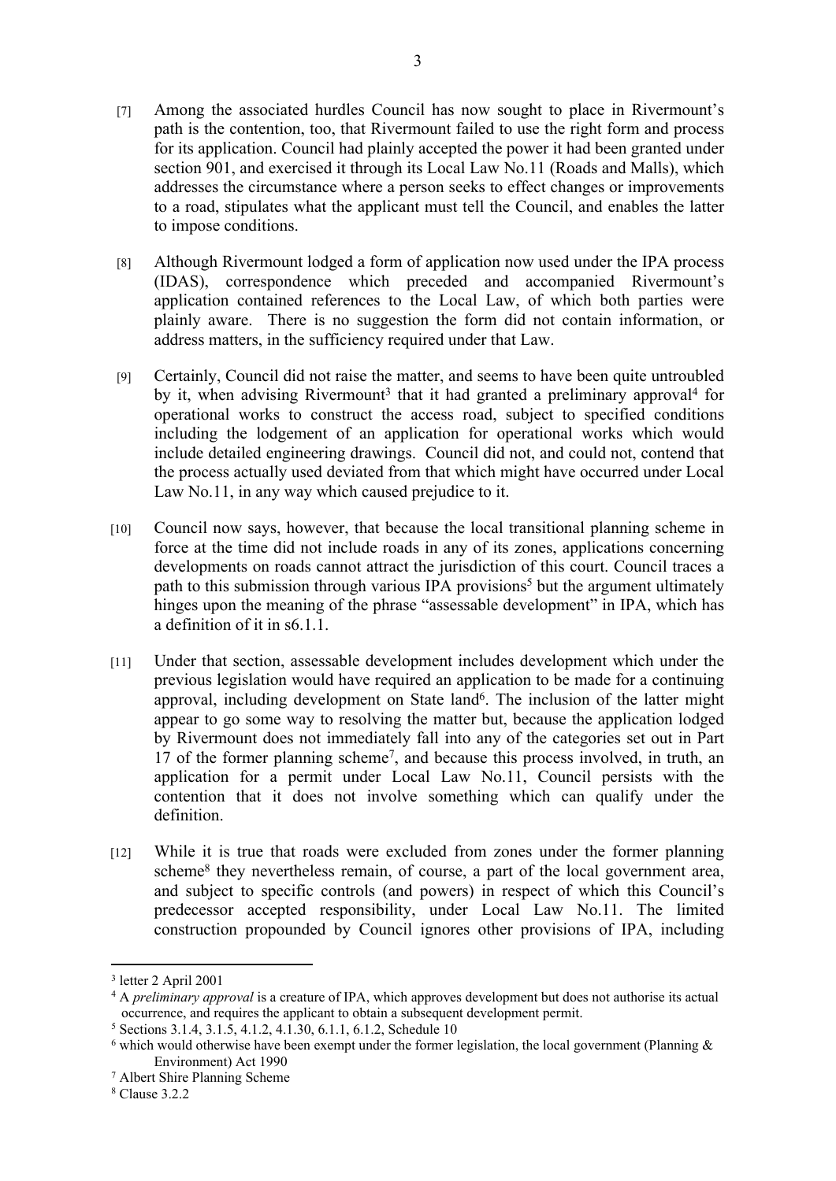[7] Among the associated hurdles Council has now sought to place in Rivermount's path is the contention, too, that Rivermount failed to use the right form and process for its application. Council had plainly accepted the power it had been granted under section 901, and exercised it through its Local Law No.11 (Roads and Malls), which addresses the circumstance where a person seeks to effect changes or improvements to a road, stipulates what the applicant must tell the Council, and enables the latter to impose conditions.

[8] Although Rivermount lodged a form of application now used under the IPA process (IDAS), correspondence which preceded and accompanied Rivermount's application contained references to the Local Law, of which both parties were plainly aware. There is no suggestion the form did not contain information, or address matters, in the sufficiency required under that Law.

[9] Certainly, Council did not raise the matter, and seems to have been quite untroubled by it, when advising Rivermount[3] that it had granted a preliminary approval[4] for operational works to construct the access road, subject to specified conditions including the lodgement of an application for operational works which would include detailed engineering drawings. Council did not, and could not, contend that the process actually used deviated from that which might have occurred under Local Law No.11, in any way which caused prejudice to it.

[10] Council now says, however, that because the local transitional planning scheme in force at the time did not include roads in any of its zones, applications concerning developments on roads cannot attract the jurisdiction of this court. Council traces a path to this submission through various IPA provisions[5] but the argument ultimately hinges upon the meaning of the phrase "assessable development" in IPA, which has a definition of it in s6.1.1.

[11] Under that section, assessable development includes development which under the previous legislation would have required an application to be made for a continuing approval, including development on State land[6]. The inclusion of the latter might appear to go some way to resolving the matter but, because the application lodged by Rivermount does not immediately fall into any of the categories set out in Part 17 of the former planning scheme[7], and because this process involved, in truth, an application for a permit under Local Law No.11, Council persists with the contention that it does not involve something which can qualify under the definition.

[12] While it is true that roads were excluded from zones under the former planning scheme[8] they nevertheless remain, of course, a part of the local government area, and subject to specific controls (and powers) in respect of which this Council's predecessor accepted responsibility, under Local Law No.11. The limited construction propounded by Council ignores other provisions of IPA, including

---

[3] letter 2 April 2001

[4] A *preliminary approval* is a creature of IPA, which approves development but does not authorise its actual occurrence, and requires the applicant to obtain a subsequent development permit.

[5] Sections 3.1.4, 3.1.5, 4.1.2, 4.1.30, 6.1.1, 6.1.2, Schedule 10

[6] which would otherwise have been exempt under the former legislation, the local government (Planning & Environment) Act 1990

[7] Albert Shire Planning Scheme

[8] Clause 3.2.2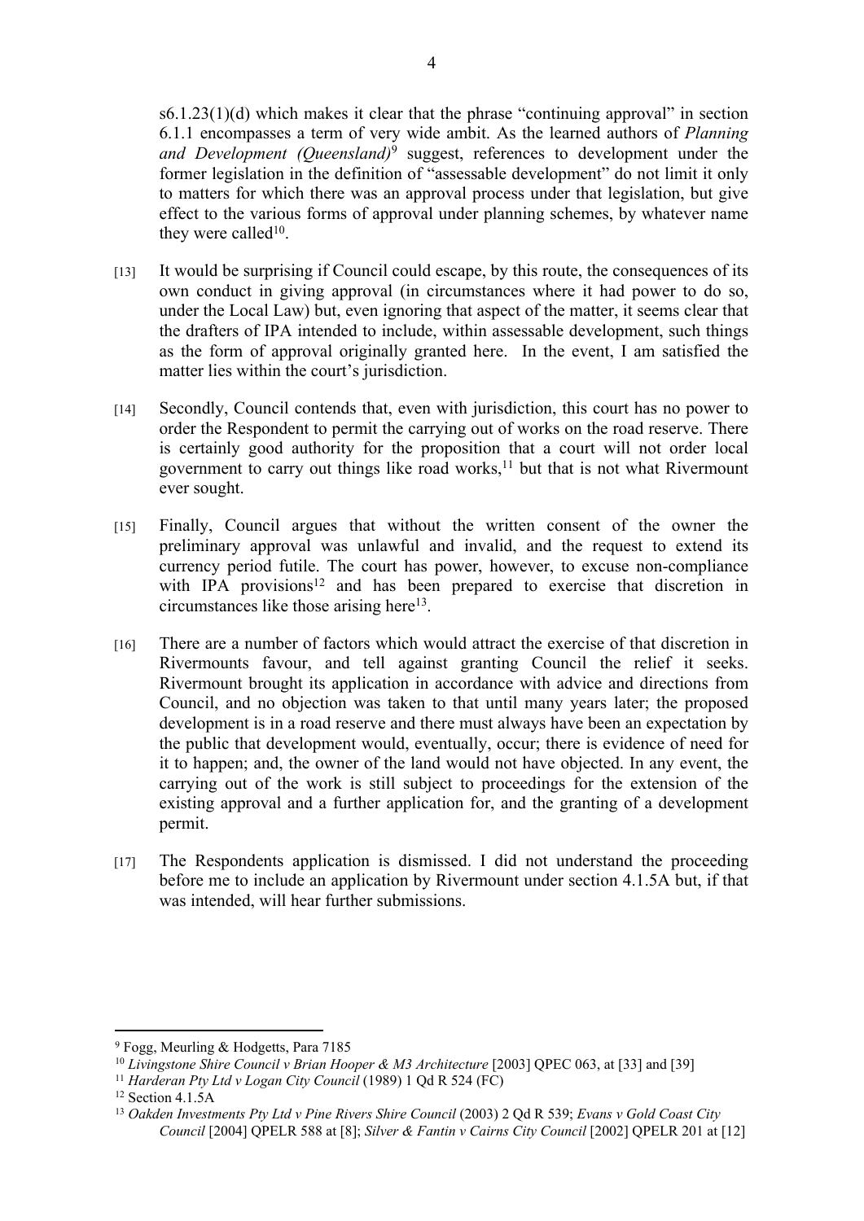s6.1.23(1)(d) which makes it clear that the phrase "continuing approval" in section 6.1.1 encompasses a term of very wide ambit. As the learned authors of *Planning and Development (Queensland)*[9] suggest, references to development under the former legislation in the definition of "assessable development" do not limit it only to matters for which there was an approval process under that legislation, but give effect to the various forms of approval under planning schemes, by whatever name they were called[10].

[13] It would be surprising if Council could escape, by this route, the consequences of its own conduct in giving approval (in circumstances where it had power to do so, under the Local Law) but, even ignoring that aspect of the matter, it seems clear that the drafters of IPA intended to include, within assessable development, such things as the form of approval originally granted here. In the event, I am satisfied the matter lies within the court's jurisdiction.

[14] Secondly, Council contends that, even with jurisdiction, this court has no power to order the Respondent to permit the carrying out of works on the road reserve. There is certainly good authority for the proposition that a court will not order local government to carry out things like road works,[11] but that is not what Rivermount ever sought.

[15] Finally, Council argues that without the written consent of the owner the preliminary approval was unlawful and invalid, and the request to extend its currency period futile. The court has power, however, to excuse non-compliance with IPA provisions[12] and has been prepared to exercise that discretion in circumstances like those arising here[13].

[16] There are a number of factors which would attract the exercise of that discretion in Rivermounts favour, and tell against granting Council the relief it seeks. Rivermount brought its application in accordance with advice and directions from Council, and no objection was taken to that until many years later; the proposed development is in a road reserve and there must always have been an expectation by the public that development would, eventually, occur; there is evidence of need for it to happen; and, the owner of the land would not have objected. In any event, the carrying out of the work is still subject to proceedings for the extension of the existing approval and a further application for, and the granting of a development permit.

[17] The Respondents application is dismissed. I did not understand the proceeding before me to include an application by Rivermount under section 4.1.5A but, if that was intended, will hear further submissions.

---

[9] Fogg, Meurling & Hodgetts, Para 7185

[10] *Livingstone Shire Council v Brian Hooper & M3 Architecture* [2003] QPEC 063, at [33] and [39]

[11] *Harderan Pty Ltd v Logan City Council* (1989) 1 Qd R 524 (FC)

[12] Section 4.1.5A

[13] *Oakden Investments Pty Ltd v Pine Rivers Shire Council* (2003) 2 Qd R 539; *Evans v Gold Coast City Council* [2004] QPELR 588 at [8]; *Silver & Fantin v Cairns City Council* [2002] QPELR 201 at [12]